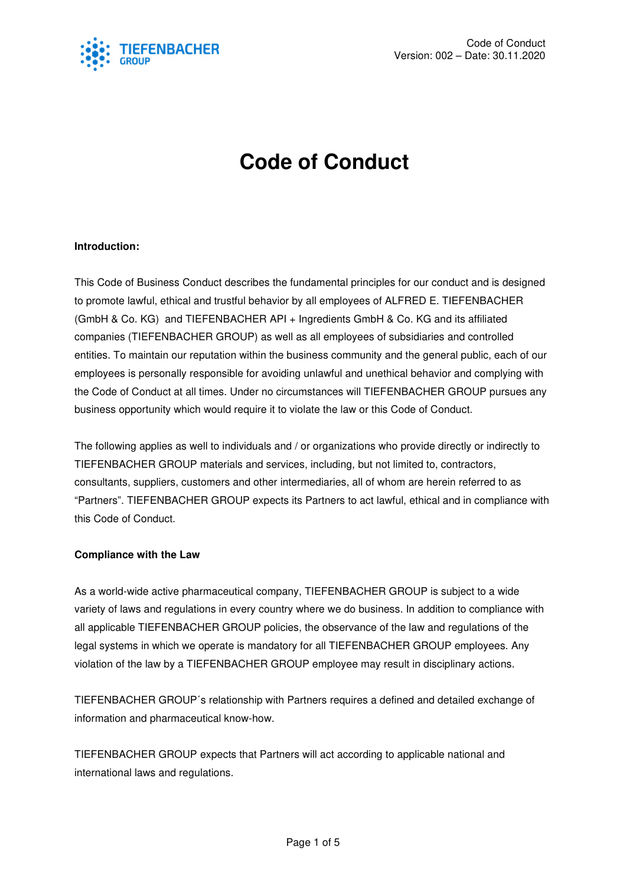# Code of Conduct

**Introduction:**

This Code of Business Conduct describes the fundamental principles for our conduct and is designed to promote lawful, ethical and trustful behavior by all employees of ALFRED E. TIEFENBACHER (GmbH & Co. KG) and TIEFENBACHER API + Ingredients GmbH & Co. KG and its affiliated companies (TIEFENBACHER GROUP) as well as all employees of subsidiaries and controlled entities. To maintain our reputation within the business community and the general public, each of our employees is personally responsible for avoiding unlawful and unethical behavior and complying with the Code of Conduct at all times. Under no circumstances will TIEFENBACHER GROUP pursues any business opportunity which would require it to violate the law or this Code of Conduct.

The following applies as well to individuals and / or organizations who provide directly or indirectly to TIEFENBACHER GROUP materials and services, including, but not limited to, contractors, consultants, suppliers, customers and other intermediaries, all of whom are herein referred to as "Partners". TIEFENBACHER GROUP expects its Partners to act lawful, ethical and in compliance with this Code of Conduct.

**Compliance with the Law**

As a world-wide active pharmaceutical company, TIEFENBACHER GROUP is subject to a wide variety of laws and regulations in every country where we do business. In addition to compliance with all applicable TIEFENBACHER GROUP policies, the observance of the law and regulations of the legal systems in which we operate is mandatory for all TIEFENBACHER GROUP employees. Any violation of the law by a TIEFENBACHER GROUP employee may result in disciplinary actions.

TIEFENBACHER GROUP´s relationship with Partners requires a defined and detailed exchange of information and pharmaceutical know-how.

TIEFENBACHER GROUP expects that Partners will act according to applicable national and international laws and regulations.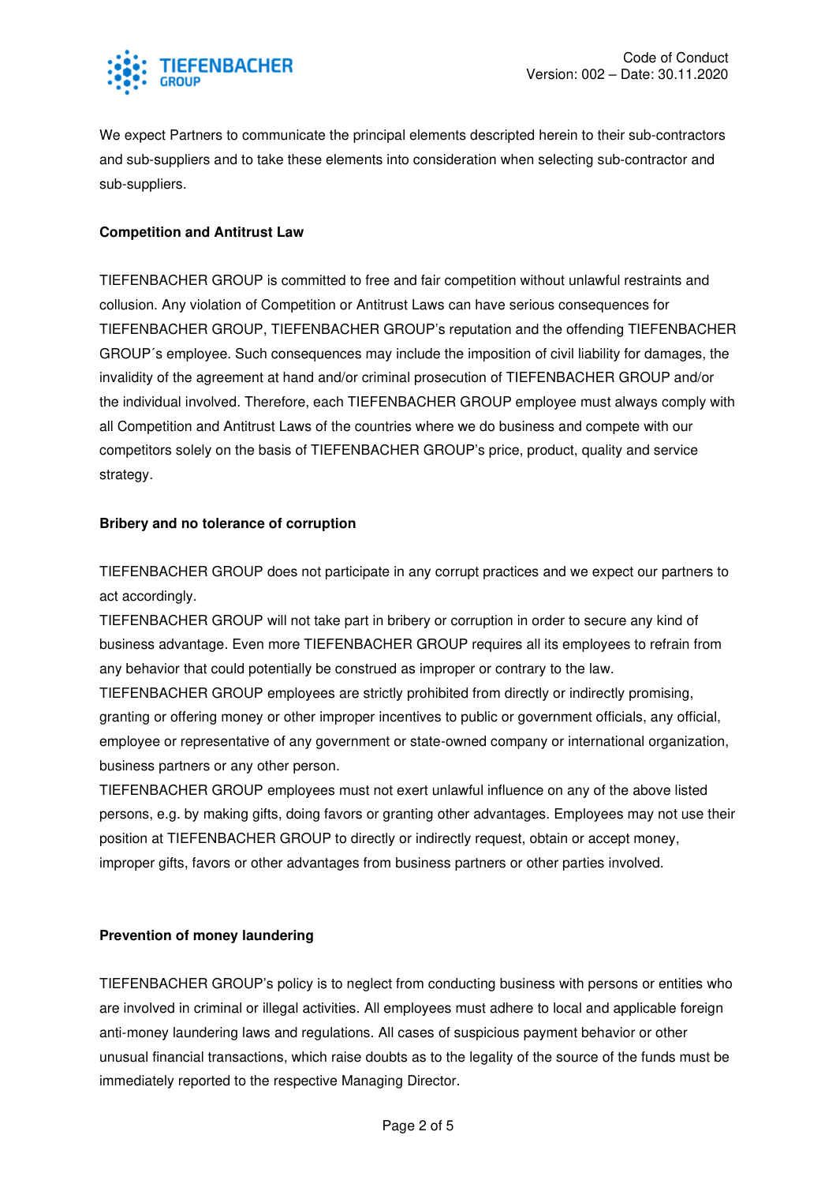We expect Partners to communicate the principal elements descripted herein to their sub-contractors and sub-suppliers and to take these elements into consideration when selecting sub-contractor and sub-suppliers.

**Competition and Antitrust Law**

TIEFENBACHER GROUP is committed to free and fair competition without unlawful restraints and collusion. Any violation of Competition or Antitrust Laws can have serious consequences for TIEFENBACHER GROUP, TIEFENBACHER GROUP's reputation and the offending TIEFENBACHER GROUP´s employee. Such consequences may include the imposition of civil liability for damages, the invalidity of the agreement at hand and/or criminal prosecution of TIEFENBACHER GROUP and/or the individual involved. Therefore, each TIEFENBACHER GROUP employee must always comply with all Competition and Antitrust Laws of the countries where we do business and compete with our competitors solely on the basis of TIEFENBACHER GROUP's price, product, quality and service strategy.

**Bribery and no tolerance of corruption**

TIEFENBACHER GROUP does not participate in any corrupt practices and we expect our partners to act accordingly.

TIEFENBACHER GROUP will not take part in bribery or corruption in order to secure any kind of business advantage. Even more TIEFENBACHER GROUP requires all its employees to refrain from any behavior that could potentially be construed as improper or contrary to the law.

TIEFENBACHER GROUP employees are strictly prohibited from directly or indirectly promising, granting or offering money or other improper incentives to public or government officials, any official, employee or representative of any government or state-owned company or international organization, business partners or any other person.

TIEFENBACHER GROUP employees must not exert unlawful influence on any of the above listed persons, e.g. by making gifts, doing favors or granting other advantages. Employees may not use their position at TIEFENBACHER GROUP to directly or indirectly request, obtain or accept money, improper gifts, favors or other advantages from business partners or other parties involved.

**Prevention of money laundering**

TIEFENBACHER GROUP's policy is to neglect from conducting business with persons or entities who are involved in criminal or illegal activities. All employees must adhere to local and applicable foreign anti-money laundering laws and regulations. All cases of suspicious payment behavior or other unusual financial transactions, which raise doubts as to the legality of the source of the funds must be immediately reported to the respective Managing Director.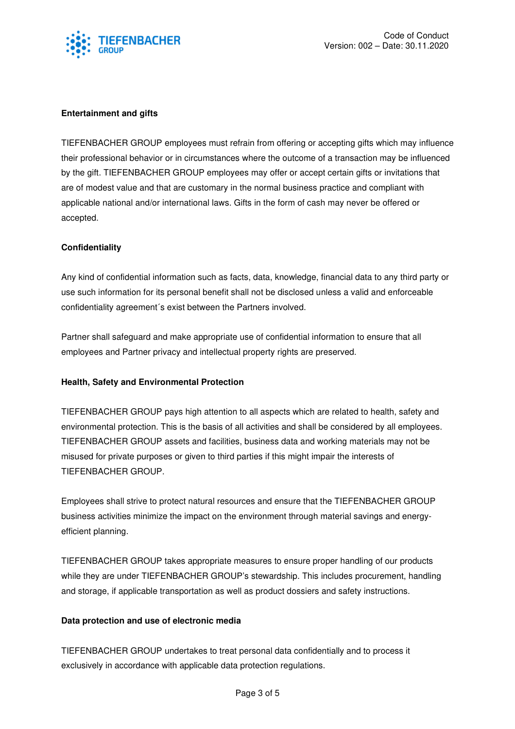**Entertainment and gifts**

TIEFENBACHER GROUP employees must refrain from offering or accepting gifts which may influence their professional behavior or in circumstances where the outcome of a transaction may be influenced by the gift. TIEFENBACHER GROUP employees may offer or accept certain gifts or invitations that are of modest value and that are customary in the normal business practice and compliant with applicable national and/or international laws. Gifts in the form of cash may never be offered or accepted.

**Confidentiality**

Any kind of confidential information such as facts, data, knowledge, financial data to any third party or use such information for its personal benefit shall not be disclosed unless a valid and enforceable confidentiality agreement´s exist between the Partners involved.

Partner shall safeguard and make appropriate use of confidential information to ensure that all employees and Partner privacy and intellectual property rights are preserved.

**Health, Safety and Environmental Protection**

TIEFENBACHER GROUP pays high attention to all aspects which are related to health, safety and environmental protection. This is the basis of all activities and shall be considered by all employees. TIEFENBACHER GROUP assets and facilities, business data and working materials may not be misused for private purposes or given to third parties if this might impair the interests of TIEFENBACHER GROUP.

Employees shall strive to protect natural resources and ensure that the TIEFENBACHER GROUP business activities minimize the impact on the environment through material savings and energy-efficient planning.

TIEFENBACHER GROUP takes appropriate measures to ensure proper handling of our products while they are under TIEFENBACHER GROUP's stewardship. This includes procurement, handling and storage, if applicable transportation as well as product dossiers and safety instructions.

**Data protection and use of electronic media**

TIEFENBACHER GROUP undertakes to treat personal data confidentially and to process it exclusively in accordance with applicable data protection regulations.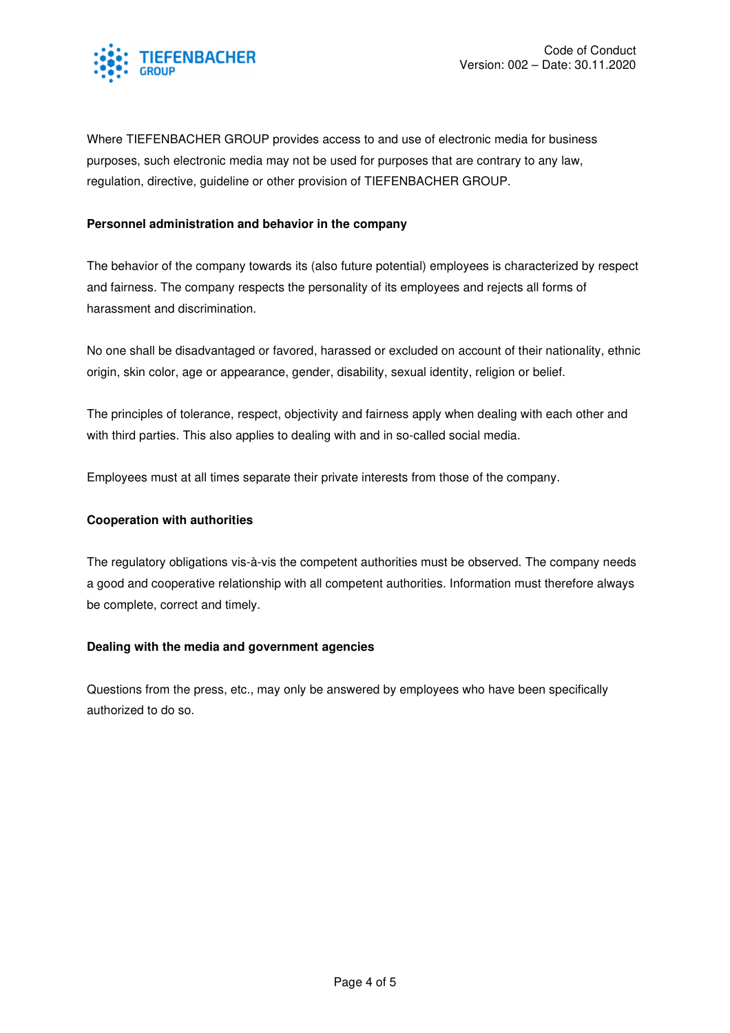Where TIEFENBACHER GROUP provides access to and use of electronic media for business purposes, such electronic media may not be used for purposes that are contrary to any law, regulation, directive, guideline or other provision of TIEFENBACHER GROUP.

**Personnel administration and behavior in the company**

The behavior of the company towards its (also future potential) employees is characterized by respect and fairness. The company respects the personality of its employees and rejects all forms of harassment and discrimination.

No one shall be disadvantaged or favored, harassed or excluded on account of their nationality, ethnic origin, skin color, age or appearance, gender, disability, sexual identity, religion or belief.

The principles of tolerance, respect, objectivity and fairness apply when dealing with each other and with third parties. This also applies to dealing with and in so-called social media.

Employees must at all times separate their private interests from those of the company.

**Cooperation with authorities**

The regulatory obligations vis-à-vis the competent authorities must be observed. The company needs a good and cooperative relationship with all competent authorities. Information must therefore always be complete, correct and timely.

**Dealing with the media and government agencies**

Questions from the press, etc., may only be answered by employees who have been specifically authorized to do so.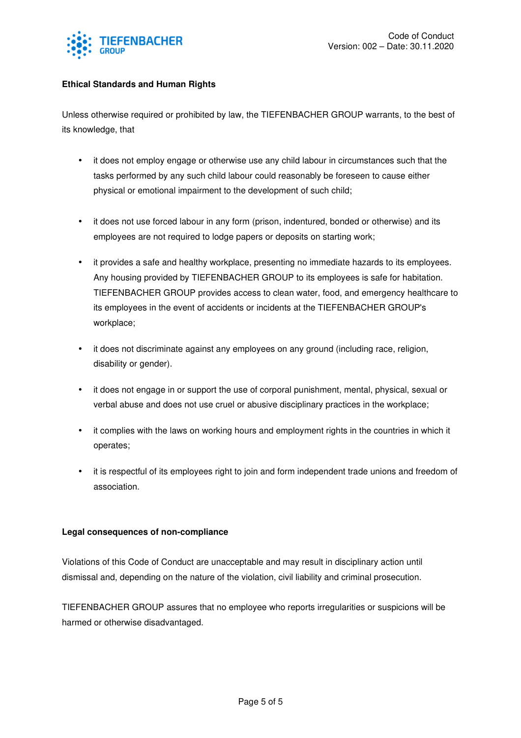**Ethical Standards and Human Rights**

Unless otherwise required or prohibited by law, the TIEFENBACHER GROUP warrants, to the best of its knowledge, that

- it does not employ engage or otherwise use any child labour in circumstances such that the tasks performed by any such child labour could reasonably be foreseen to cause either physical or emotional impairment to the development of such child;
- it does not use forced labour in any form (prison, indentured, bonded or otherwise) and its employees are not required to lodge papers or deposits on starting work;
- it provides a safe and healthy workplace, presenting no immediate hazards to its employees. Any housing provided by TIEFENBACHER GROUP to its employees is safe for habitation. TIEFENBACHER GROUP provides access to clean water, food, and emergency healthcare to its employees in the event of accidents or incidents at the TIEFENBACHER GROUP's workplace;
- it does not discriminate against any employees on any ground (including race, religion, disability or gender).
- it does not engage in or support the use of corporal punishment, mental, physical, sexual or verbal abuse and does not use cruel or abusive disciplinary practices in the workplace;
- it complies with the laws on working hours and employment rights in the countries in which it operates;
- it is respectful of its employees right to join and form independent trade unions and freedom of association.

**Legal consequences of non-compliance**

Violations of this Code of Conduct are unacceptable and may result in disciplinary action until dismissal and, depending on the nature of the violation, civil liability and criminal prosecution.

TIEFENBACHER GROUP assures that no employee who reports irregularities or suspicions will be harmed or otherwise disadvantaged.